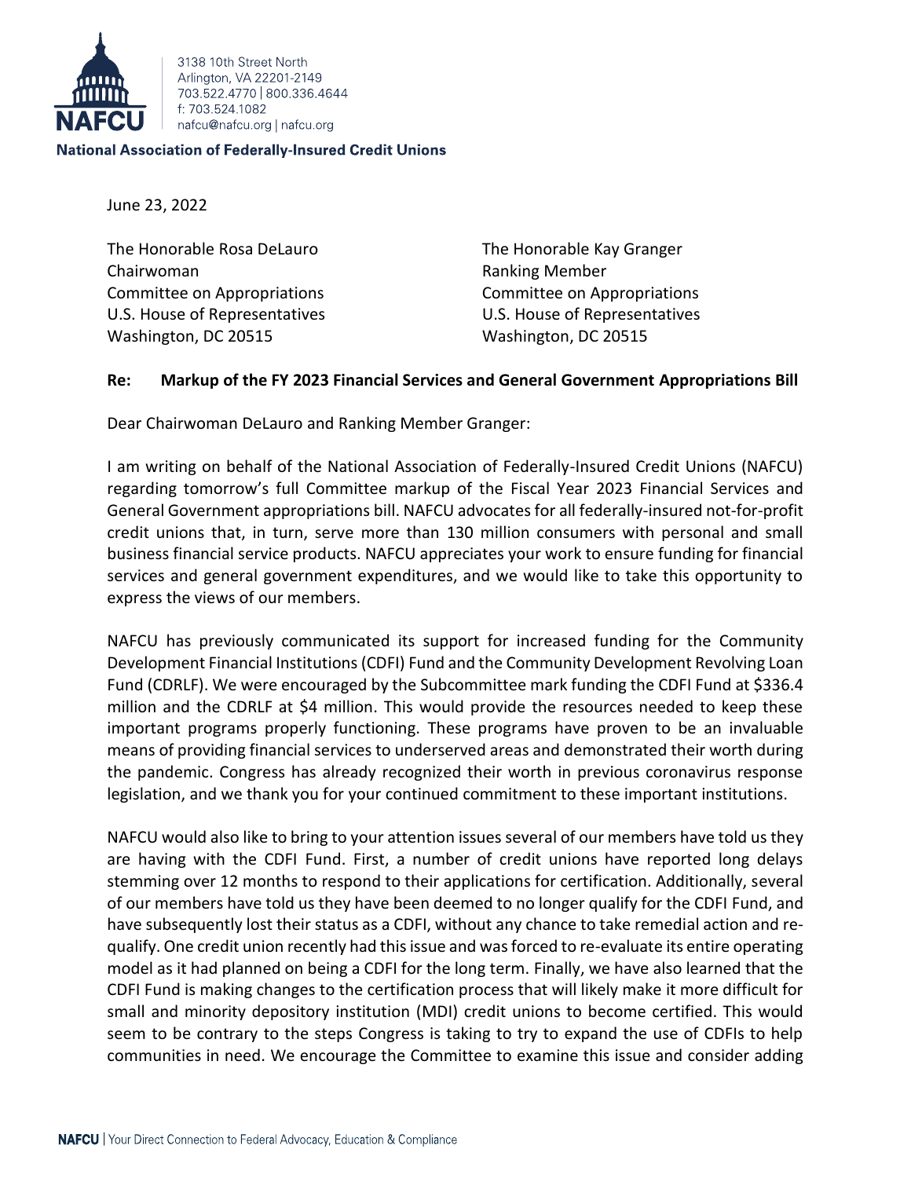3138 10th Street North
Arlington, VA 22201-2149
703.522.4770 | 800.336.4644
f: 703.524.1082
nafcu@nafcu.org | nafcu.org

**National Association of Federally-Insured Credit Unions**

June 23, 2022

The Honorable Rosa DeLauro
Chairwoman
Committee on Appropriations
U.S. House of Representatives
Washington, DC 20515

The Honorable Kay Granger
Ranking Member
Committee on Appropriations
U.S. House of Representatives
Washington, DC 20515

**Re: Markup of the FY 2023 Financial Services and General Government Appropriations Bill**

Dear Chairwoman DeLauro and Ranking Member Granger:

I am writing on behalf of the National Association of Federally-Insured Credit Unions (NAFCU) regarding tomorrow's full Committee markup of the Fiscal Year 2023 Financial Services and General Government appropriations bill. NAFCU advocates for all federally-insured not-for-profit credit unions that, in turn, serve more than 130 million consumers with personal and small business financial service products. NAFCU appreciates your work to ensure funding for financial services and general government expenditures, and we would like to take this opportunity to express the views of our members.

NAFCU has previously communicated its support for increased funding for the Community Development Financial Institutions (CDFI) Fund and the Community Development Revolving Loan Fund (CDRLF). We were encouraged by the Subcommittee mark funding the CDFI Fund at $336.4 million and the CDRLF at $4 million. This would provide the resources needed to keep these important programs properly functioning. These programs have proven to be an invaluable means of providing financial services to underserved areas and demonstrated their worth during the pandemic. Congress has already recognized their worth in previous coronavirus response legislation, and we thank you for your continued commitment to these important institutions.

NAFCU would also like to bring to your attention issues several of our members have told us they are having with the CDFI Fund. First, a number of credit unions have reported long delays stemming over 12 months to respond to their applications for certification. Additionally, several of our members have told us they have been deemed to no longer qualify for the CDFI Fund, and have subsequently lost their status as a CDFI, without any chance to take remedial action and re-qualify. One credit union recently had this issue and was forced to re-evaluate its entire operating model as it had planned on being a CDFI for the long term. Finally, we have also learned that the CDFI Fund is making changes to the certification process that will likely make it more difficult for small and minority depository institution (MDI) credit unions to become certified. This would seem to be contrary to the steps Congress is taking to try to expand the use of CDFIs to help communities in need. We encourage the Committee to examine this issue and consider adding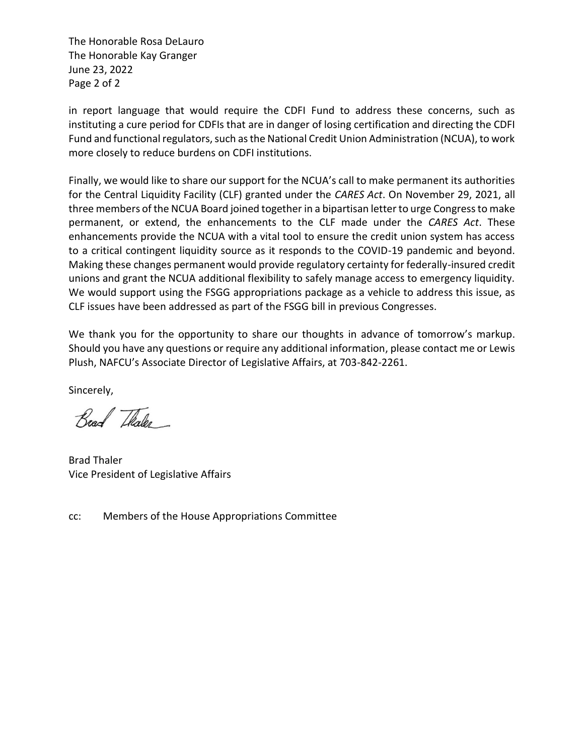in report language that would require the CDFI Fund to address these concerns, such as instituting a cure period for CDFIs that are in danger of losing certification and directing the CDFI Fund and functional regulators, such as the National Credit Union Administration (NCUA), to work more closely to reduce burdens on CDFI institutions.

Finally, we would like to share our support for the NCUA's call to make permanent its authorities for the Central Liquidity Facility (CLF) granted under the *CARES Act*. On November 29, 2021, all three members of the NCUA Board joined together in a bipartisan letter to urge Congress to make permanent, or extend, the enhancements to the CLF made under the *CARES Act*. These enhancements provide the NCUA with a vital tool to ensure the credit union system has access to a critical contingent liquidity source as it responds to the COVID-19 pandemic and beyond. Making these changes permanent would provide regulatory certainty for federally-insured credit unions and grant the NCUA additional flexibility to safely manage access to emergency liquidity. We would support using the FSGG appropriations package as a vehicle to address this issue, as CLF issues have been addressed as part of the FSGG bill in previous Congresses.

We thank you for the opportunity to share our thoughts in advance of tomorrow's markup. Should you have any questions or require any additional information, please contact me or Lewis Plush, NAFCU's Associate Director of Legislative Affairs, at 703-842-2261.

Sincerely,

Brad Thaler

Brad Thaler
Vice President of Legislative Affairs

cc: Members of the House Appropriations Committee